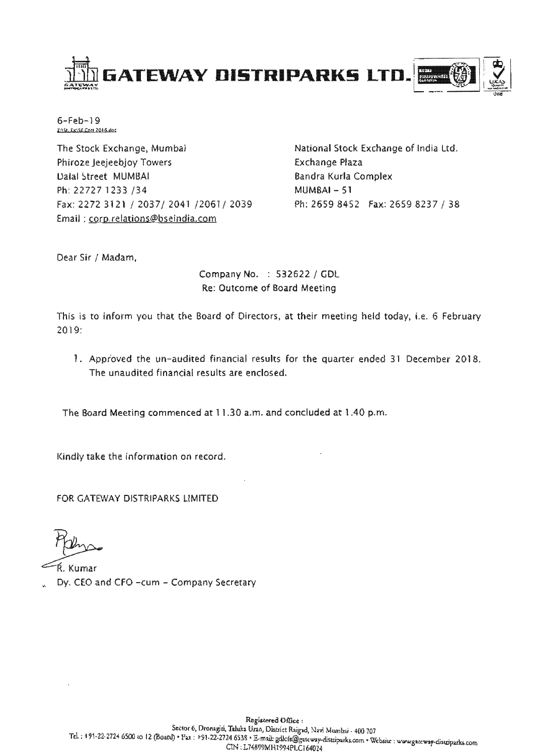# GATEWAY DISTRIPARKS LTD.

6-Feb-19
Z:\St. Ex\SE Corr 2016.doc

The Stock Exchange, Mumbai
Phiroze Jeejeebjoy Towers
Dalal Street MUMBAI
Ph: 22727 1233 /34
Fax: 2272 3121 / 2037/ 2041 /2061/ 2039
Email : corp.relations@bseindia.com

National Stock Exchange of India Ltd.
Exchange Plaza
Bandra Kurla Complex
MUMBAI – 51
Ph: 2659 8452 Fax: 2659 8237 / 38

Dear Sir / Madam,

Company No. : 532622 / GDL
Re: Outcome of Board Meeting

This is to inform you that the Board of Directors, at their meeting held today, i.e. 6 February 2019:

1. Approved the un-audited financial results for the quarter ended 31 December 2018. The unaudited financial results are enclosed.

The Board Meeting commenced at 11.30 a.m. and concluded at 1.40 p.m.

Kindly take the information on record.

FOR GATEWAY DISTRIPARKS LIMITED

R. Kumar
Dy. CEO and CFO -cum - Company Secretary

Registered Office :
Sector 6, Dronagiri, Taluka Uran, District Raigad, Navi Mumbai - 400 707
Tel. : +91-22-2724 6500 to 12 (Board) • Fax : +91-22-2724 6538 • E-mail: gdlcfs@gateway-distriparks.com • Website : www.gateway-distriparks.com
CIN : L74899MH1994PLC164024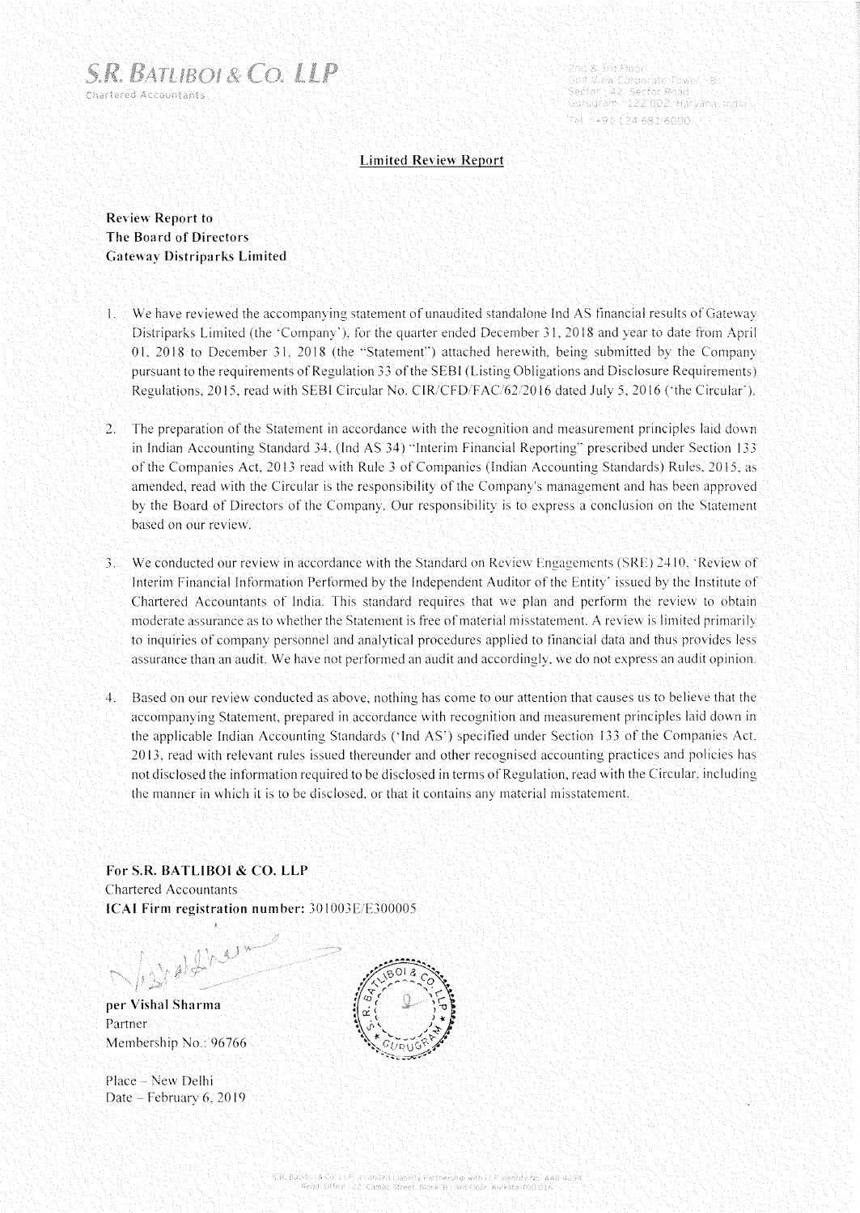**S.R. BATLIBOI & CO. LLP**
Chartered Accountants

2nd & 3rd Floor
Golf View Corporate Tower - B
Sector - 42, Sector Road
Gurugram - 122 002, Haryana, India
Tel : +91 124 681 6000

## Limited Review Report

**Review Report to**
**The Board of Directors**
**Gateway Distriparks Limited**

1. We have reviewed the accompanying statement of unaudited standalone Ind AS financial results of Gateway Distriparks Limited (the 'Company'), for the quarter ended December 31, 2018 and year to date from April 01, 2018 to December 31, 2018 (the "Statement") attached herewith, being submitted by the Company pursuant to the requirements of Regulation 33 of the SEBI (Listing Obligations and Disclosure Requirements) Regulations, 2015, read with SEBI Circular No. CIR/CFD/FAC/62/2016 dated July 5, 2016 ('the Circular').

2. The preparation of the Statement in accordance with the recognition and measurement principles laid down in Indian Accounting Standard 34, (Ind AS 34) "Interim Financial Reporting" prescribed under Section 133 of the Companies Act, 2013 read with Rule 3 of Companies (Indian Accounting Standards) Rules, 2015, as amended, read with the Circular is the responsibility of the Company's management and has been approved by the Board of Directors of the Company. Our responsibility is to express a conclusion on the Statement based on our review.

3. We conducted our review in accordance with the Standard on Review Engagements (SRE) 2410, 'Review of Interim Financial Information Performed by the Independent Auditor of the Entity' issued by the Institute of Chartered Accountants of India. This standard requires that we plan and perform the review to obtain moderate assurance as to whether the Statement is free of material misstatement. A review is limited primarily to inquiries of company personnel and analytical procedures applied to financial data and thus provides less assurance than an audit. We have not performed an audit and accordingly, we do not express an audit opinion.

4. Based on our review conducted as above, nothing has come to our attention that causes us to believe that the accompanying Statement, prepared in accordance with recognition and measurement principles laid down in the applicable Indian Accounting Standards ('Ind AS') specified under Section 133 of the Companies Act, 2013, read with relevant rules issued thereunder and other recognised accounting practices and policies has not disclosed the information required to be disclosed in terms of Regulation, read with the Circular, including the manner in which it is to be disclosed, or that it contains any material misstatement.

**For S.R. BATLIBOI & CO. LLP**
Chartered Accountants
**ICAI Firm registration number:** 301003E/E300005

**per Vishal Sharma**
Partner
Membership No.: 96766

Place – New Delhi
Date – February 6, 2019

S.R. Batliboi & Co. LLP, a Limited Liability Partnership with LLP Identity No. AAB-4294
Regd. Office : 22, Camac Street, Block 'B', 3rd Floor, Kolkata-700 016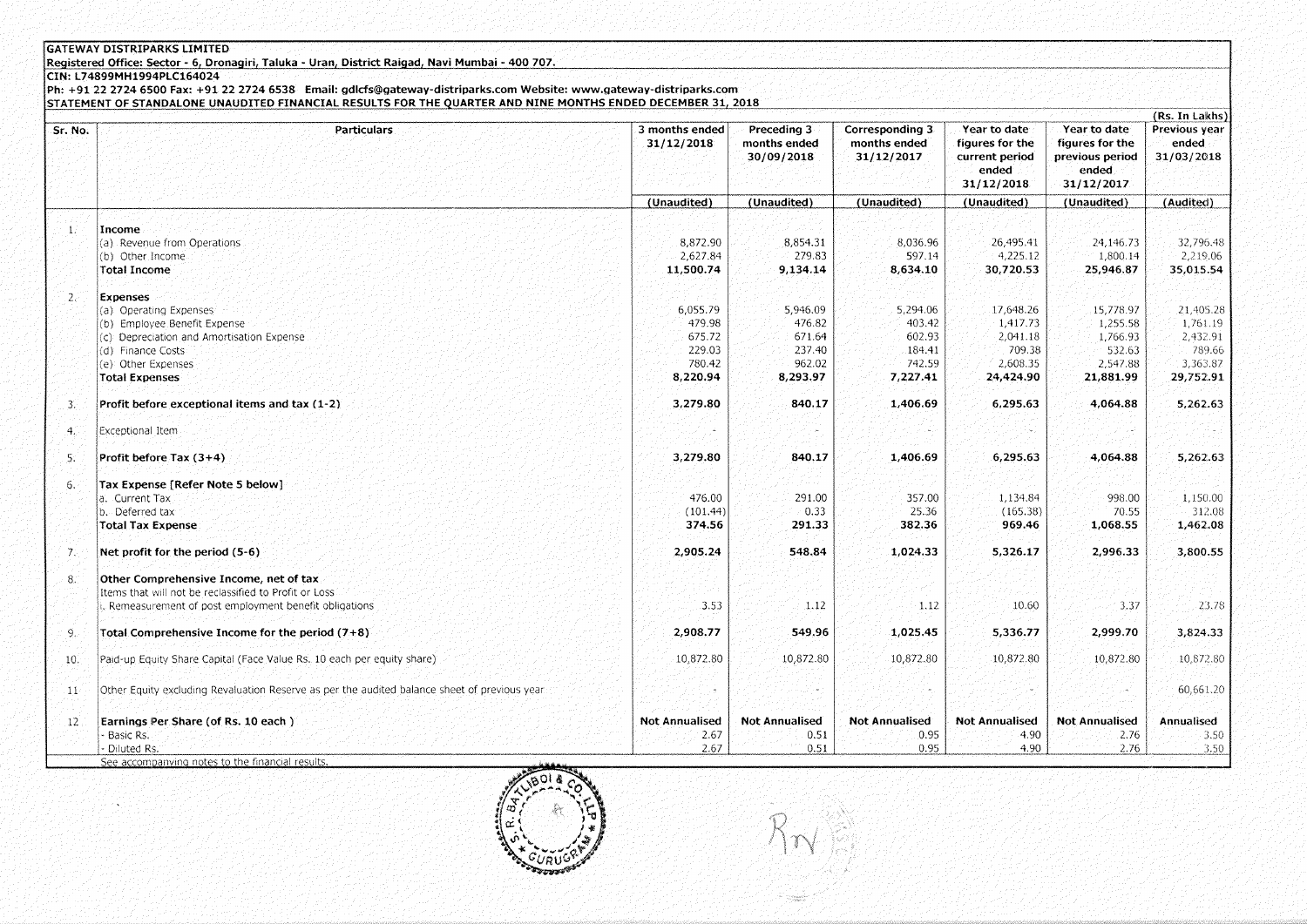**GATEWAY DISTRIPARKS LIMITED**

**Registered Office: Sector - 6, Dronagiri, Taluka - Uran, District Raigad, Navi Mumbai - 400 707.**

**CIN: L74899MH1994PLC164024**

**Ph: +91 22 2724 6500 Fax: +91 22 2724 6538 Email: gdlcfs@gateway-distriparks.com Website: www.gateway-distriparks.com**

**STATEMENT OF STANDALONE UNAUDITED FINANCIAL RESULTS FOR THE QUARTER AND NINE MONTHS ENDED DECEMBER 31, 2018**

(Rs. In Lakhs)

| Sr. No. | Particulars | 3 months ended 31/12/2018 | Preceding 3 months ended 30/09/2018 | Corresponding 3 months ended 31/12/2017 | Year to date figures for the current period ended 31/12/2018 | Year to date figures for the previous period ended 31/12/2017 | Previous year ended 31/03/2018 |
|---|---|---|---|---|---|---|---|
| | | (Unaudited) | (Unaudited) | (Unaudited) | (Unaudited) | (Unaudited) | (Audited) |
| 1. | **Income** | | | | | | |
| | (a) Revenue from Operations | 8,872.90 | 8,854.31 | 8,036.96 | 26,495.41 | 24,146.73 | 32,796.48 |
| | (b) Other Income | 2,627.84 | 279.83 | 597.14 | 4,225.12 | 1,800.14 | 2,219.06 |
| | **Total Income** | **11,500.74** | **9,134.14** | **8,634.10** | **30,720.53** | **25,946.87** | **35,015.54** |
| 2. | **Expenses** | | | | | | |
| | (a) Operating Expenses | 6,055.79 | 5,946.09 | 5,294.06 | 17,648.26 | 15,778.97 | 21,405.28 |
| | (b) Employee Benefit Expense | 479.98 | 476.82 | 403.42 | 1,417.73 | 1,255.58 | 1,761.19 |
| | (c) Depreciation and Amortisation Expense | 675.72 | 671.64 | 602.93 | 2,041.18 | 1,766.93 | 2,432.91 |
| | (d) Finance Costs | 229.03 | 237.40 | 184.41 | 709.38 | 532.63 | 789.66 |
| | (e) Other Expenses | 780.42 | 962.02 | 742.59 | 2,608.35 | 2,547.88 | 3,363.87 |
| | **Total Expenses** | **8,220.94** | **8,293.97** | **7,227.41** | **24,424.90** | **21,881.99** | **29,752.91** |
| 3. | **Profit before exceptional items and tax (1-2)** | **3,279.80** | **840.17** | **1,406.69** | **6,295.63** | **4,064.88** | **5,262.63** |
| 4. | Exceptional Item | - | - | - | - | - | - |
| 5. | **Profit before Tax (3+4)** | **3,279.80** | **840.17** | **1,406.69** | **6,295.63** | **4,064.88** | **5,262.63** |
| 6. | **Tax Expense [Refer Note 5 below]** | | | | | | |
| | a. Current Tax | 476.00 | 291.00 | 357.00 | 1,134.84 | 998.00 | 1,150.00 |
| | b. Deferred tax | (101.44) | 0.33 | 25.36 | (165.38) | 70.55 | 312.08 |
| | **Total Tax Expense** | **374.56** | **291.33** | **382.36** | **969.46** | **1,068.55** | **1,462.08** |
| 7. | **Net profit for the period (5-6)** | **2,905.24** | **548.84** | **1,024.33** | **5,326.17** | **2,996.33** | **3,800.55** |
| 8. | **Other Comprehensive Income, net of tax** | | | | | | |
| | Items that will not be reclassified to Profit or Loss | | | | | | |
| | i. Remeasurement of post employment benefit obligations | 3.53 | 1.12 | 1.12 | 10.60 | 3.37 | 23.78 |
| 9. | **Total Comprehensive Income for the period (7+8)** | **2,908.77** | **549.96** | **1,025.45** | **5,336.77** | **2,999.70** | **3,824.33** |
| 10. | Paid-up Equity Share Capital (Face Value Rs. 10 each per equity share) | 10,872.80 | 10,872.80 | 10,872.80 | 10,872.80 | 10,872.80 | 10,872.80 |
| 11 | Other Equity excluding Revaluation Reserve as per the audited balance sheet of previous year | - | - | - | - | - | 60,661.20 |
| 12 | **Earnings Per Share (of Rs. 10 each )** | **Not Annualised** | **Not Annualised** | **Not Annualised** | **Not Annualised** | **Not Annualised** | **Annualised** |
| | - Basic Rs. | 2.67 | 0.51 | 0.95 | 4.90 | 2.76 | 3.50 |
| | - Diluted Rs. | 2.67 | 0.51 | 0.95 | 4.90 | 2.76 | 3.50 |

See accompanying notes to the financial results.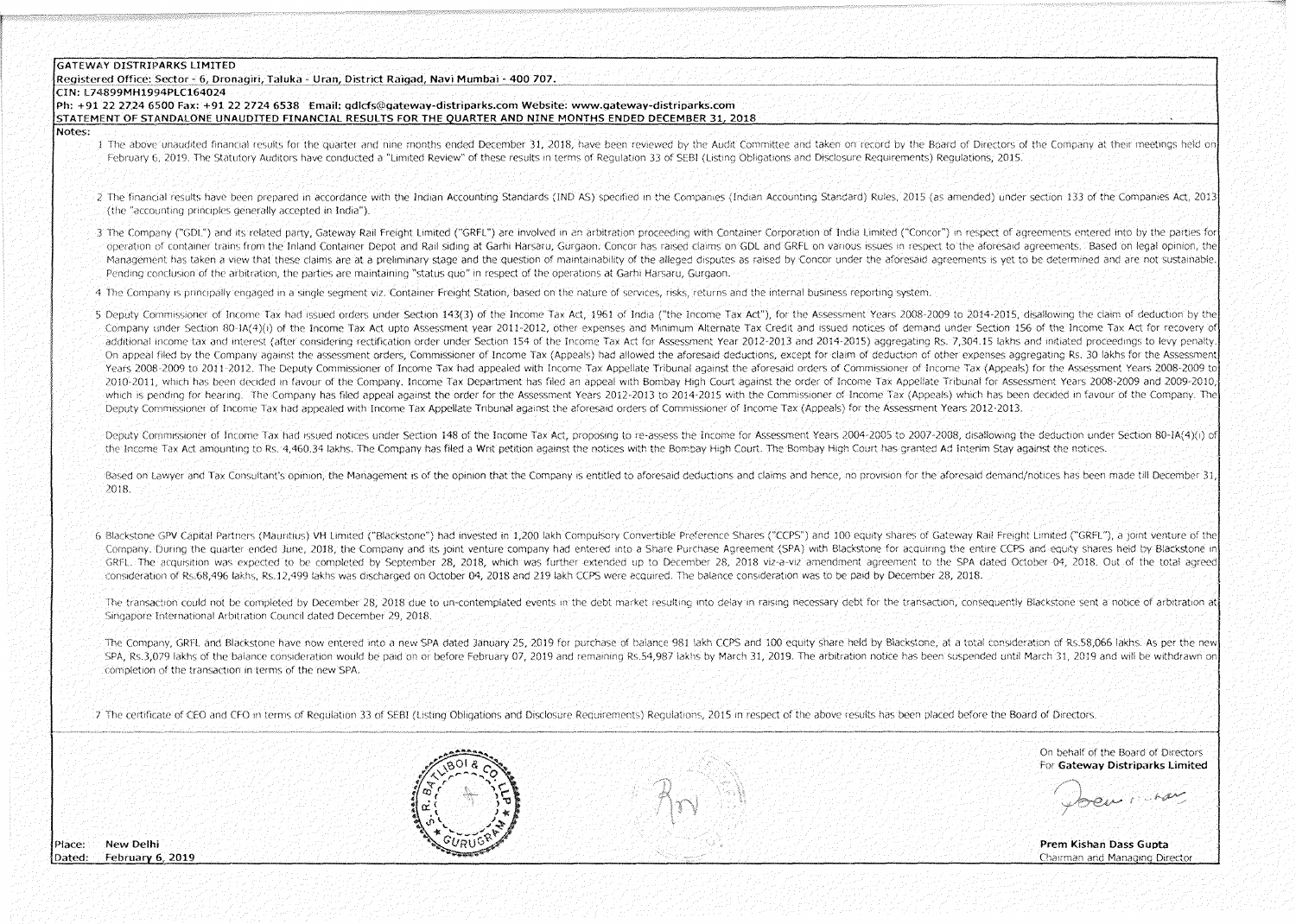**GATEWAY DISTRIPARKS LIMITED**

**Registered Office: Sector - 6, Dronagiri, Taluka - Uran, District Raigad, Navi Mumbai - 400 707.**

**CIN: L74899MH1994PLC164024**

**Ph: +91 22 2724 6500 Fax: +91 22 2724 6538 Email: gdlcfs@gateway-distriparks.com Website: www.gateway-distriparks.com**

**STATEMENT OF STANDALONE UNAUDITED FINANCIAL RESULTS FOR THE QUARTER AND NINE MONTHS ENDED DECEMBER 31, 2018**

**Notes:**

1 The above unaudited financial results for the quarter and nine months ended December 31, 2018, have been reviewed by the Audit Committee and taken on record by the Board of Directors of the Company at their meetings held on February 6, 2019. The Statutory Auditors have conducted a "Limited Review" of these results in terms of Regulation 33 of SEBI (Listing Obligations and Disclosure Requirements) Regulations, 2015.

2 The financial results have been prepared in accordance with the Indian Accounting Standards (IND AS) specified in the Companies (Indian Accounting Standard) Rules, 2015 (as amended) under section 133 of the Companies Act, 2013 (the "accounting principles generally accepted in India").

3 The Company ("GDL") and its related party, Gateway Rail Freight Limited ("GRFL") are involved in an arbitration proceeding with Container Corporation of India Limited ("Concor") in respect of agreements entered into by the parties for operation of container trains from the Inland Container Depot and Rail siding at Garhi Harsaru, Gurgaon. Concor has raised claims on GDL and GRFL on various issues in respect to the aforesaid agreements. Based on legal opinion, the Management has taken a view that these claims are at a preliminary stage and the question of maintainability of the alleged disputes as raised by Concor under the aforesaid agreements is yet to be determined and are not sustainable. Pending conclusion of the arbitration, the parties are maintaining "status quo" in respect of the operations at Garhi Harsaru, Gurgaon.

4 The Company is principally engaged in a single segment viz. Container Freight Station, based on the nature of services, risks, returns and the internal business reporting system.

5 Deputy Commissioner of Income Tax had issued orders under Section 143(3) of the Income Tax Act, 1961 of India ("the Income Tax Act"), for the Assessment Years 2008-2009 to 2014-2015, disallowing the claim of deduction by the Company under Section 80-IA(4)(i) of the Income Tax Act upto Assessment year 2011-2012, other expenses and Minimum Alternate Tax Credit and issued notices of demand under Section 156 of the Income Tax Act for recovery of additional income tax and interest (after considering rectification order under Section 154 of the Income Tax Act for Assessment Year 2012-2013 and 2014-2015) aggregating Rs. 7,304.15 lakhs and initiated proceedings to levy penalty. On appeal filed by the Company against the assessment orders, Commissioner of Income Tax (Appeals) had allowed the aforesaid deductions, except for claim of deduction of other expenses aggregating Rs. 30 lakhs for the Assessment Years 2008-2009 to 2011-2012. The Deputy Commissioner of Income Tax had appealed with Income Tax Appellate Tribunal against the aforesaid orders of Commissioner of Income Tax (Appeals) for the Assessment Years 2008-2009 to 2010-2011, which has been decided in favour of the Company. Income Tax Department has filed an appeal with Bombay High Court against the order of Income Tax Appellate Tribunal for Assessment Years 2008-2009 and 2009-2010, which is pending for hearing. The Company has filed appeal against the order for the Assessment Years 2012-2013 to 2014-2015 with the Commissioner of Income Tax (Appeals) which has been decided in favour of the Company. The Deputy Commissioner of Income Tax had appealed with Income Tax Appellate Tribunal against the aforesaid orders of Commissioner of Income Tax (Appeals) for the Assessment Years 2012-2013.

Deputy Commissioner of Income Tax had issued notices under Section 148 of the Income Tax Act, proposing to re-assess the Income for Assessment Years 2004-2005 to 2007-2008, disallowing the deduction under Section 80-IA(4)(i) of the Income Tax Act amounting to Rs. 4,460.34 lakhs. The Company has filed a Writ petition against the notices with the Bombay High Court. The Bombay High Court has granted Ad Interim Stay against the notices.

Based on Lawyer and Tax Consultant's opinion, the Management is of the opinion that the Company is entitled to aforesaid deductions and claims and hence, no provision for the aforesaid demand/notices has been made till December 31, 2018.

6 Blackstone GPV Capital Partners (Mauritius) VH Limited ("Blackstone") had invested in 1,200 lakh Compulsory Convertible Preference Shares ("CCPS") and 100 equity shares of Gateway Rail Freight Limited ("GRFL"), a joint venture of the Company. During the quarter ended June, 2018, the Company and its joint venture company had entered into a Share Purchase Agreement (SPA) with Blackstone for acquiring the entire CCPS and equity shares held by Blackstone in GRFL. The acquisition was expected to be completed by September 28, 2018, which was further extended up to December 28, 2018 viz-a-viz amendment agreement to the SPA dated October 04, 2018. Out of the total agreed consideration of Rs.68,496 lakhs, Rs.12,499 lakhs was discharged on October 04, 2018 and 219 lakh CCPS were acquired. The balance consideration was to be paid by December 28, 2018.

The transaction could not be completed by December 28, 2018 due to un-contemplated events in the debt market resulting into delay in raising necessary debt for the transaction, consequently Blackstone sent a notice of arbitration at Singapore International Arbitration Council dated December 29, 2018.

The Company, GRFL and Blackstone have now entered into a new SPA dated January 25, 2019 for purchase of balance 981 lakh CCPS and 100 equity share held by Blackstone, at a total consideration of Rs.58,066 lakhs. As per the new SPA, Rs.3,079 lakhs of the balance consideration would be paid on or before February 07, 2019 and remaining Rs.54,987 lakhs by March 31, 2019. The arbitration notice has been suspended until March 31, 2019 and will be withdrawn on completion of the transaction in terms of the new SPA.

7 The certificate of CEO and CFO in terms of Regulation 33 of SEBI (Listing Obligations and Disclosure Requirements) Regulations, 2015 in respect of the above results has been placed before the Board of Directors.

On behalf of the Board of Directors
For **Gateway Distriparks Limited**

**Prem Kishan Dass Gupta**
Chairman and Managing Director

Place: **New Delhi**
Dated: **February 6, 2019**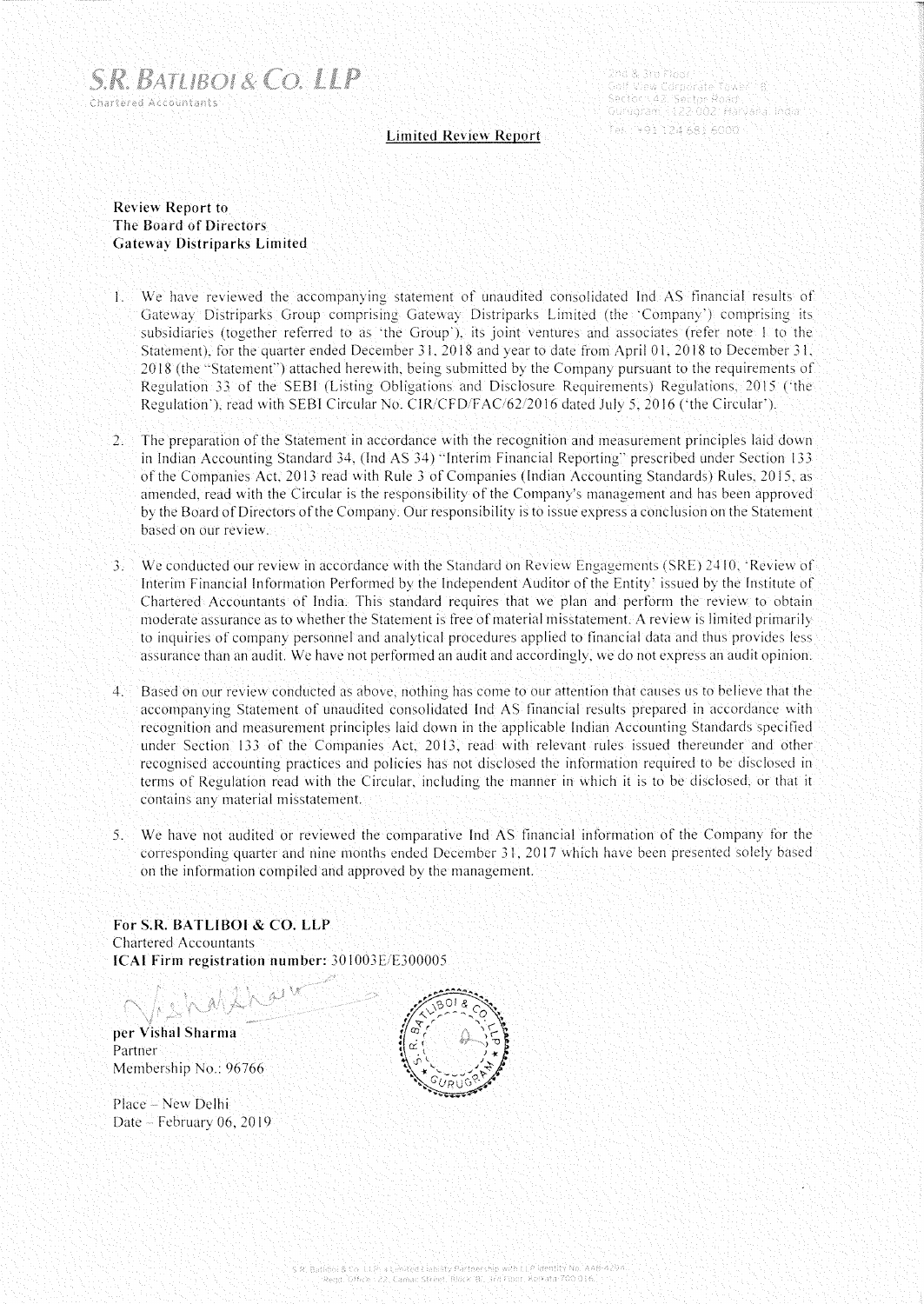**S.R. BATLIBOI & CO. LLP**
Chartered Accountants

2nd & 3rd Floor
Golf View Corporate Tower - B
Sector - 42, Sector Road
Gurugram - 122 002, Haryana, India
Tel : +91 124 681 6000

## Limited Review Report

**Review Report to**
**The Board of Directors**
**Gateway Distriparks Limited**

1. We have reviewed the accompanying statement of unaudited consolidated Ind AS financial results of Gateway Distriparks Group comprising Gateway Distriparks Limited (the 'Company') comprising its subsidiaries (together referred to as 'the Group'), its joint ventures and associates (refer note 1 to the Statement), for the quarter ended December 31, 2018 and year to date from April 01, 2018 to December 31, 2018 (the "Statement") attached herewith, being submitted by the Company pursuant to the requirements of Regulation 33 of the SEBI (Listing Obligations and Disclosure Requirements) Regulations, 2015 ('the Regulation'), read with SEBI Circular No. CIR/CFD/FAC/62/2016 dated July 5, 2016 ('the Circular').

2. The preparation of the Statement in accordance with the recognition and measurement principles laid down in Indian Accounting Standard 34, (Ind AS 34) "Interim Financial Reporting" prescribed under Section 133 of the Companies Act, 2013 read with Rule 3 of Companies (Indian Accounting Standards) Rules, 2015, as amended, read with the Circular is the responsibility of the Company's management and has been approved by the Board of Directors of the Company. Our responsibility is to issue express a conclusion on the Statement based on our review.

3. We conducted our review in accordance with the Standard on Review Engagements (SRE) 2410, 'Review of Interim Financial Information Performed by the Independent Auditor of the Entity' issued by the Institute of Chartered Accountants of India. This standard requires that we plan and perform the review to obtain moderate assurance as to whether the Statement is free of material misstatement. A review is limited primarily to inquiries of company personnel and analytical procedures applied to financial data and thus provides less assurance than an audit. We have not performed an audit and accordingly, we do not express an audit opinion.

4. Based on our review conducted as above, nothing has come to our attention that causes us to believe that the accompanying Statement of unaudited consolidated Ind AS financial results prepared in accordance with recognition and measurement principles laid down in the applicable Indian Accounting Standards specified under Section 133 of the Companies Act, 2013, read with relevant rules issued thereunder and other recognised accounting practices and policies has not disclosed the information required to be disclosed in terms of Regulation read with the Circular, including the manner in which it is to be disclosed, or that it contains any material misstatement.

5. We have not audited or reviewed the comparative Ind AS financial information of the Company for the corresponding quarter and nine months ended December 31, 2017 which have been presented solely based on the information compiled and approved by the management.

**For S.R. BATLIBOI & CO. LLP**
Chartered Accountants
**ICAI Firm registration number:** 301003E/E300005

**per Vishal Sharma**
Partner
Membership No.: 96766

Place – New Delhi
Date – February 06, 2019

S.R. Batliboi & Co. LLP, a Limited Liability Partnership with LLP Identity No. AAB-4294
Regd. Office : 22, Camac Street, Block 'B', 3rd Floor, Kolkata-700 016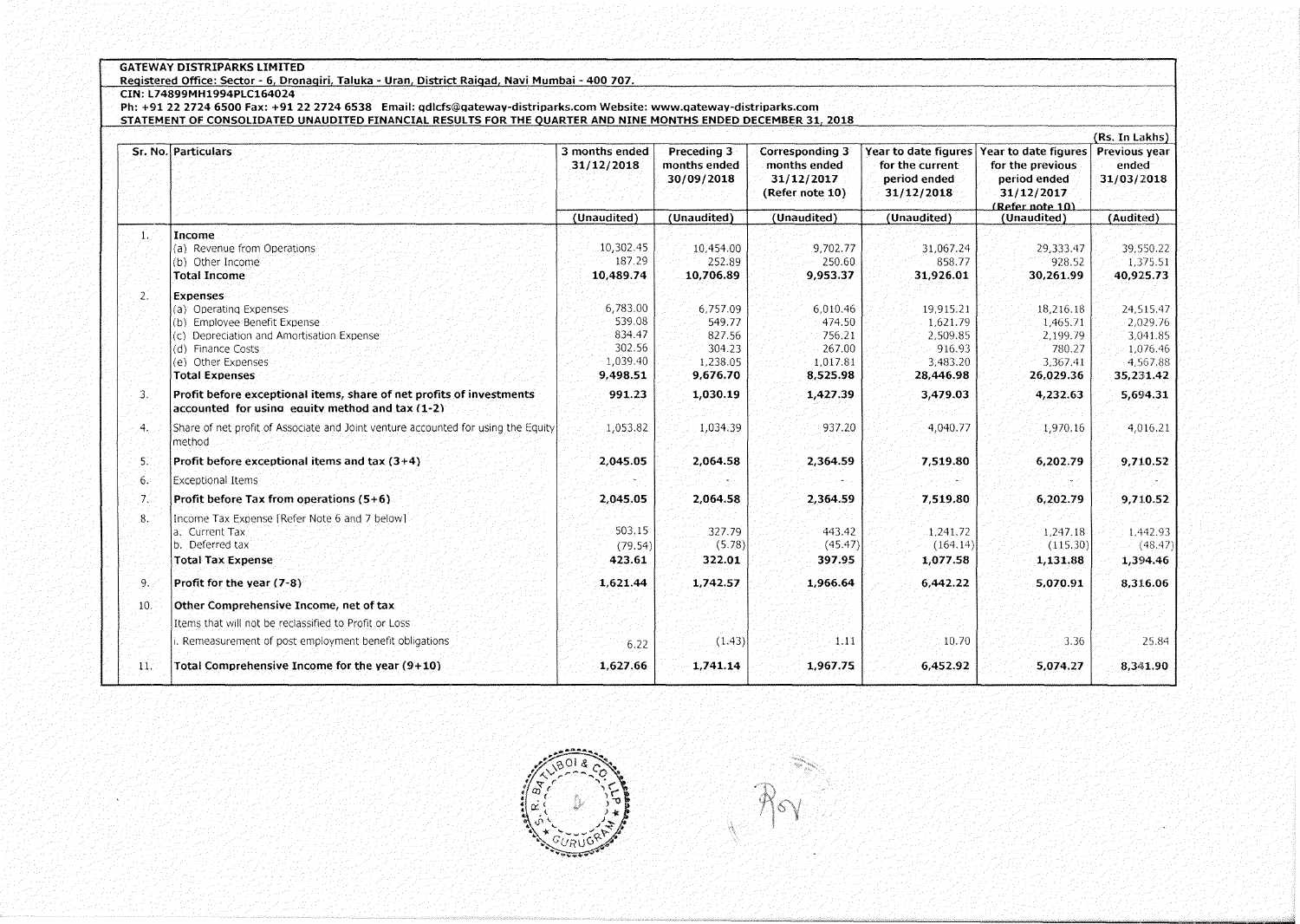**GATEWAY DISTRIPARKS LIMITED**

**Registered Office: Sector - 6, Dronagiri, Taluka - Uran, District Raigad, Navi Mumbai - 400 707.**

**CIN: L74899MH1994PLC164024**

**Ph: +91 22 2724 6500 Fax: +91 22 2724 6538 Email: gdlcfs@gateway-distriparks.com Website: www.gateway-distriparks.com**

**STATEMENT OF CONSOLIDATED UNAUDITED FINANCIAL RESULTS FOR THE QUARTER AND NINE MONTHS ENDED DECEMBER 31, 2018**

(Rs. In Lakhs)

| Sr. No. | Particulars | 3 months ended 31/12/2018 | Preceding 3 months ended 30/09/2018 | Corresponding 3 months ended 31/12/2017 (Refer note 10) | Year to date figures for the current period ended 31/12/2018 | Year to date figures for the previous period ended 31/12/2017 (Refer note 10) | Previous year ended 31/03/2018 |
|---|---|---|---|---|---|---|---|
| | | (Unaudited) | (Unaudited) | (Unaudited) | (Unaudited) | (Unaudited) | (Audited) |
| 1. | **Income** | | | | | | |
| | (a) Revenue from Operations | 10,302.45 | 10,454.00 | 9,702.77 | 31,067.24 | 29,333.47 | 39,550.22 |
| | (b) Other Income | 187.29 | 252.89 | 250.60 | 858.77 | 928.52 | 1,375.51 |
| | **Total Income** | **10,489.74** | **10,706.89** | **9,953.37** | **31,926.01** | **30,261.99** | **40,925.73** |
| 2. | **Expenses** | | | | | | |
| | (a) Operating Expenses | 6,783.00 | 6,757.09 | 6,010.46 | 19,915.21 | 18,216.18 | 24,515.47 |
| | (b) Employee Benefit Expense | 539.08 | 549.77 | 474.50 | 1,621.79 | 1,465.71 | 2,029.76 |
| | (c) Depreciation and Amortisation Expense | 834.47 | 827.56 | 756.21 | 2,509.85 | 2,199.79 | 3,041.85 |
| | (d) Finance Costs | 302.56 | 304.23 | 267.00 | 916.93 | 780.27 | 1,076.46 |
| | (e) Other Expenses | 1,039.40 | 1,238.05 | 1,017.81 | 3,483.20 | 3,367.41 | 4,567.88 |
| | **Total Expenses** | **9,498.51** | **9,676.70** | **8,525.98** | **28,446.98** | **26,029.36** | **35,231.42** |
| 3. | **Profit before exceptional items, share of net profits of investments accounted for using equity method and tax (1-2)** | **991.23** | **1,030.19** | **1,427.39** | **3,479.03** | **4,232.63** | **5,694.31** |
| 4. | Share of net profit of Associate and Joint venture accounted for using the Equity method | 1,053.82 | 1,034.39 | 937.20 | 4,040.77 | 1,970.16 | 4,016.21 |
| 5. | **Profit before exceptional items and tax (3+4)** | **2,045.05** | **2,064.58** | **2,364.59** | **7,519.80** | **6,202.79** | **9,710.52** |
| 6. | Exceptional Items | - | - | - | - | - | - |
| 7. | **Profit before Tax from operations (5+6)** | **2,045.05** | **2,064.58** | **2,364.59** | **7,519.80** | **6,202.79** | **9,710.52** |
| 8. | Income Tax Expense [Refer Note 6 and 7 below] | | | | | | |
| | a. Current Tax | 503.15 | 327.79 | 443.42 | 1,241.72 | 1,247.18 | 1,442.93 |
| | b. Deferred tax | (79.54) | (5.78) | (45.47) | (164.14) | (115.30) | (48.47) |
| | **Total Tax Expense** | **423.61** | **322.01** | **397.95** | **1,077.58** | **1,131.88** | **1,394.46** |
| 9. | **Profit for the year (7-8)** | **1,621.44** | **1,742.57** | **1,966.64** | **6,442.22** | **5,070.91** | **8,316.06** |
| 10. | **Other Comprehensive Income, net of tax** | | | | | | |
| | Items that will not be reclassified to Profit or Loss | | | | | | |
| | i. Remeasurement of post employment benefit obligations | 6.22 | (1.43) | 1.11 | 10.70 | 3.36 | 25.84 |
| 11. | **Total Comprehensive Income for the year (9+10)** | **1,627.66** | **1,741.14** | **1,967.75** | **6,452.92** | **5,074.27** | **8,341.90** |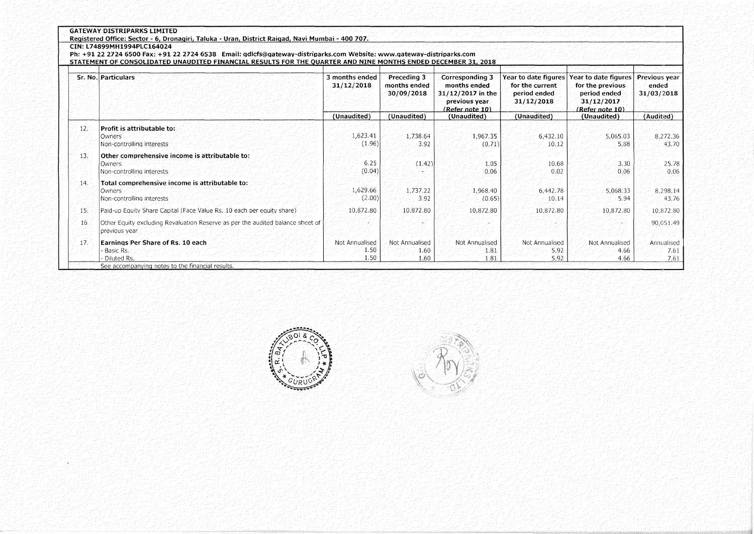**GATEWAY DISTRIPARKS LIMITED**

**Registered Office: Sector - 6, Dronagiri, Taluka - Uran, District Raigad, Navi Mumbai - 400 707.**

**CIN: L74899MH1994PLC164024**

**Ph: +91 22 2724 6500 Fax: +91 22 2724 6538 Email: gdlcfs@gateway-distriparks.com Website: www.gateway-distriparks.com**

**STATEMENT OF CONSOLIDATED UNAUDITED FINANCIAL RESULTS FOR THE QUARTER AND NINE MONTHS ENDED DECEMBER 31, 2018**

| Sr. No. | Particulars | 3 months ended 31/12/2018 | Preceding 3 months ended 30/09/2018 | Corresponding 3 months ended 31/12/2017 in the previous year (Refer note 10) | Year to date figures for the current period ended 31/12/2018 | Year to date figures for the previous period ended 31/12/2017 (Refer note 10) | Previous year ended 31/03/2018 |
|---|---|---|---|---|---|---|---|
| | | (Unaudited) | (Unaudited) | (Unaudited) | (Unaudited) | (Unaudited) | (Audited) |
| 12. | **Profit is attributable to:** | | | | | | |
| | Owners | 1,623.41 | 1,738.64 | 1,967.35 | 6,432.10 | 5,065.03 | 8,272.36 |
| | Non-controlling interests | (1.96) | 3.92 | (0.71) | 10.12 | 5.88 | 43.70 |
| 13. | **Other comprehensive income is attributable to:** | | | | | | |
| | Owners | 6.25 | (1.42) | 1.05 | 10.68 | 3.30 | 25.78 |
| | Non-controlling interests | (0.04) | - | 0.06 | 0.02 | 0.06 | 0.06 |
| 14. | **Total comprehensive income is attributable to:** | | | | | | |
| | Owners | 1,629.66 | 1,737.22 | 1,968.40 | 6,442.78 | 5,068.33 | 8,298.14 |
| | Non-controlling interests | (2.00) | 3.92 | (0.65) | 10.14 | 5.94 | 43.76 |
| 15. | Paid-up Equity Share Capital (Face Value Rs. 10 each per equity share) | 10,872.80 | 10,872.80 | 10,872.80 | 10,872.80 | 10,872.80 | 10,872.80 |
| 16 | Other Equity excluding Revaluation Reserve as per the audited balance sheet of previous year | - | - | - | - | - | 90,051.49 |
| 17. | **Earnings Per Share of Rs. 10 each** | Not Annualised | Not Annualised | Not Annualised | Not Annualised | Not Annualised | Annualised |
| | - Basic Rs. | 1.50 | 1.60 | 1.81 | 5.92 | 4.66 | 7.61 |
| | - Diluted Rs. | 1.50 | 1.60 | 1.81 | 5.92 | 4.66 | 7.61 |

See accompanying notes to the financial results.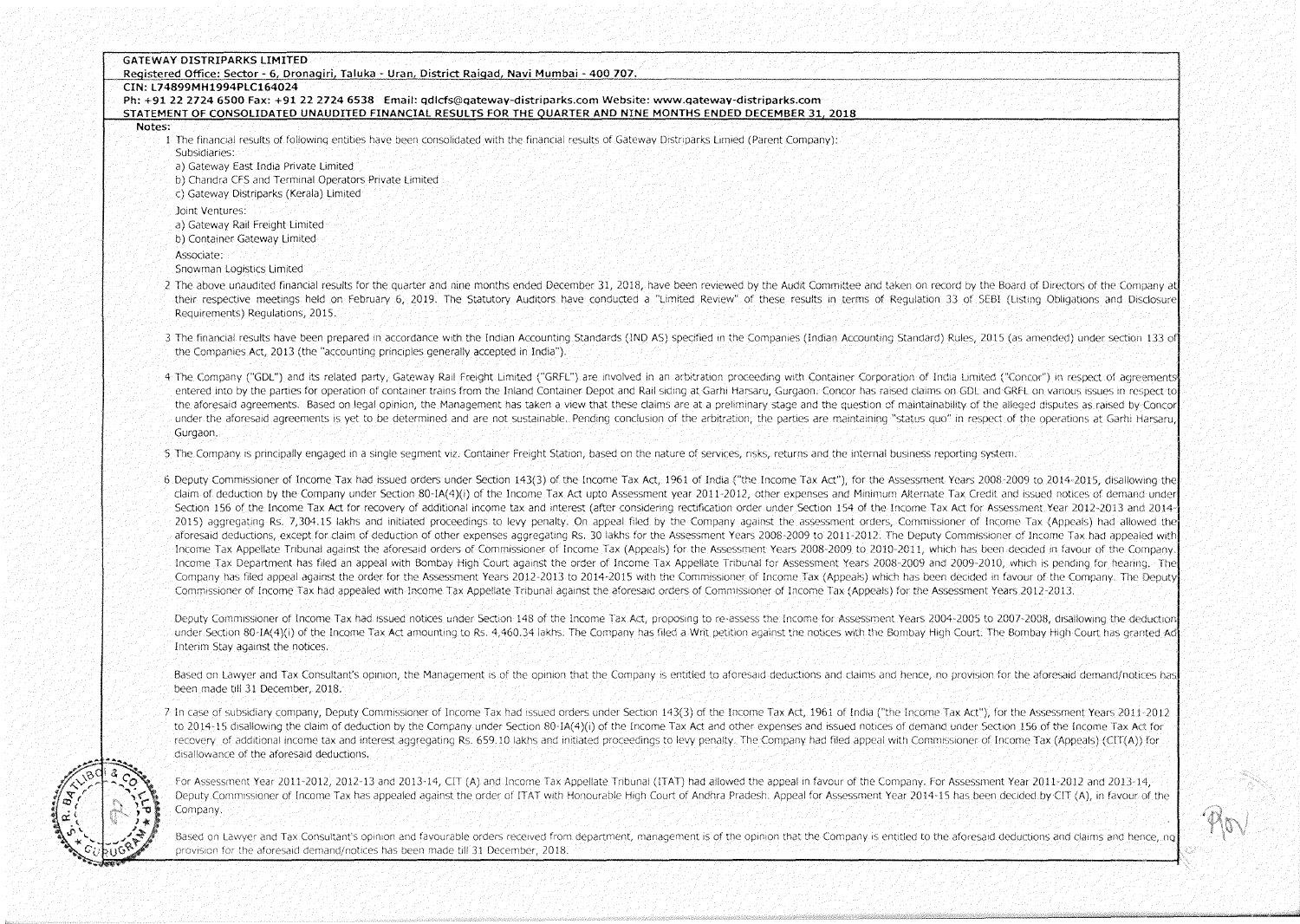**GATEWAY DISTRIPARKS LIMITED**

**Registered Office: Sector - 6, Dronagiri, Taluka - Uran, District Raigad, Navi Mumbai - 400 707.**

**CIN: L74899MH1994PLC164024**

**Ph: +91 22 2724 6500 Fax: +91 22 2724 6538 Email: gdlcfs@gateway-distriparks.com Website: www.gateway-distriparks.com**

**STATEMENT OF CONSOLIDATED UNAUDITED FINANCIAL RESULTS FOR THE QUARTER AND NINE MONTHS ENDED DECEMBER 31, 2018**

**Notes:**

1 The financial results of following entities have been consolidated with the financial results of Gateway Distriparks Limied (Parent Company):

Subsidiaries:

a) Gateway East India Private Limited

b) Chandra CFS and Terminal Operators Private Limited

c) Gateway Distriparks (Kerala) Limited

Joint Ventures:

a) Gateway Rail Freight Limited

b) Container Gateway Limited

Associate:

Snowman Logistics Limited

2 The above unaudited financial results for the quarter and nine months ended December 31, 2018, have been reviewed by the Audit Committee and taken on record by the Board of Directors of the Company at their respective meetings held on February 6, 2019. The Statutory Auditors have conducted a "Limited Review" of these results in terms of Regulation 33 of SEBI (Listing Obligations and Disclosure Requirements) Regulations, 2015.

3 The financial results have been prepared in accordance with the Indian Accounting Standards (IND AS) specified in the Companies (Indian Accounting Standard) Rules, 2015 (as amended) under section 133 of the Companies Act, 2013 (the "accounting principles generally accepted in India").

4 The Company ("GDL") and its related party, Gateway Rail Freight Limited ("GRFL") are involved in an arbitration proceeding with Container Corporation of India Limited ("Concor") in respect of agreements entered into by the parties for operation of container trains from the Inland Container Depot and Rail siding at Garhi Harsaru, Gurgaon. Concor has raised claims on GDL and GRFL on various issues in respect to the aforesaid agreements. Based on legal opinion, the Management has taken a view that these claims are at a preliminary stage and the question of maintainability of the alleged disputes as raised by Concor under the aforesaid agreements is yet to be determined and are not sustainable. Pending conclusion of the arbitration, the parties are maintaining "status quo" in respect of the operations at Garhi Harsaru, Gurgaon.

5 The Company is principally engaged in a single segment viz. Container Freight Station, based on the nature of services, risks, returns and the internal business reporting system.

6 Deputy Commissioner of Income Tax had issued orders under Section 143(3) of the Income Tax Act, 1961 of India ("the Income Tax Act"), for the Assessment Years 2008-2009 to 2014-2015, disallowing the claim of deduction by the Company under Section 80-IA(4)(i) of the Income Tax Act upto Assessment year 2011-2012, other expenses and Minimum Alternate Tax Credit and issued notices of demand under Section 156 of the Income Tax Act for recovery of additional income tax and interest (after considering rectification order under Section 154 of the Income Tax Act for Assessment Year 2012-2013 and 2014-2015) aggregating Rs. 7,304.15 lakhs and initiated proceedings to levy penalty. On appeal filed by the Company against the assessment orders, Commissioner of Income Tax (Appeals) had allowed the aforesaid deductions, except for claim of deduction of other expenses aggregating Rs. 30 lakhs for the Assessment Years 2008-2009 to 2011-2012. The Deputy Commissioner of Income Tax had appealed with Income Tax Appellate Tribunal against the aforesaid orders of Commissioner of Income Tax (Appeals) for the Assessment Years 2008-2009 to 2010-2011, which has been decided in favour of the Company. Income Tax Department has filed an appeal with Bombay High Court against the order of Income Tax Appellate Tribunal for Assessment Years 2008-2009 and 2009-2010, which is pending for hearing. The Company has filed appeal against the order for the Assessment Years 2012-2013 to 2014-2015 with the Commissioner of Income Tax (Appeals) which has been decided in favour of the Company. The Deputy Commissioner of Income Tax had appealed with Income Tax Appellate Tribunal against the aforesaid orders of Commissioner of Income Tax (Appeals) for the Assessment Years 2012-2013.

Deputy Commissioner of Income Tax had issued notices under Section 148 of the Income Tax Act, proposing to re-assess the Income for Assessment Years 2004-2005 to 2007-2008, disallowing the deduction under Section 80-IA(4)(i) of the Income Tax Act amounting to Rs. 4,460.34 lakhs. The Company has filed a Writ petition against the notices with the Bombay High Court. The Bombay High Court has granted Ad Interim Stay against the notices.

Based on Lawyer and Tax Consultant's opinion, the Management is of the opinion that the Company is entitled to aforesaid deductions and claims and hence, no provision for the aforesaid demand/notices has been made till 31 December, 2018.

7 In case of subsidiary company, Deputy Commissioner of Income Tax had issued orders under Section 143(3) of the Income Tax Act, 1961 of India ("the Income Tax Act"), for the Assessment Years 2011-2012 to 2014-15 disallowing the claim of deduction by the Company under Section 80-IA(4)(i) of the Income Tax Act and other expenses and issued notices of demand under Section 156 of the Income Tax Act for recovery of additional income tax and interest aggregating Rs. 659.10 lakhs and initiated proceedings to levy penalty. The Company had filed appeal with Commissioner of Income Tax (Appeals) (CIT(A)) for disallowance of the aforesaid deductions.

For Assessment Year 2011-2012, 2012-13 and 2013-14, CIT (A) and Income Tax Appellate Tribunal (ITAT) had allowed the appeal in favour of the Company. For Assessment Year 2011-2012 and 2013-14, Deputy Commissioner of Income Tax has appealed against the order of ITAT with Honourable High Court of Andhra Pradesh. Appeal for Assessment Year 2014-15 has been decided by CIT (A), in favour of the Company.

Based on Lawyer and Tax Consultant's opinion and favourable orders received from department, management is of the opinion that the Company is entitled to the aforesaid deductions and claims and hence, no provision for the aforesaid demand/notices has been made till 31 December, 2018.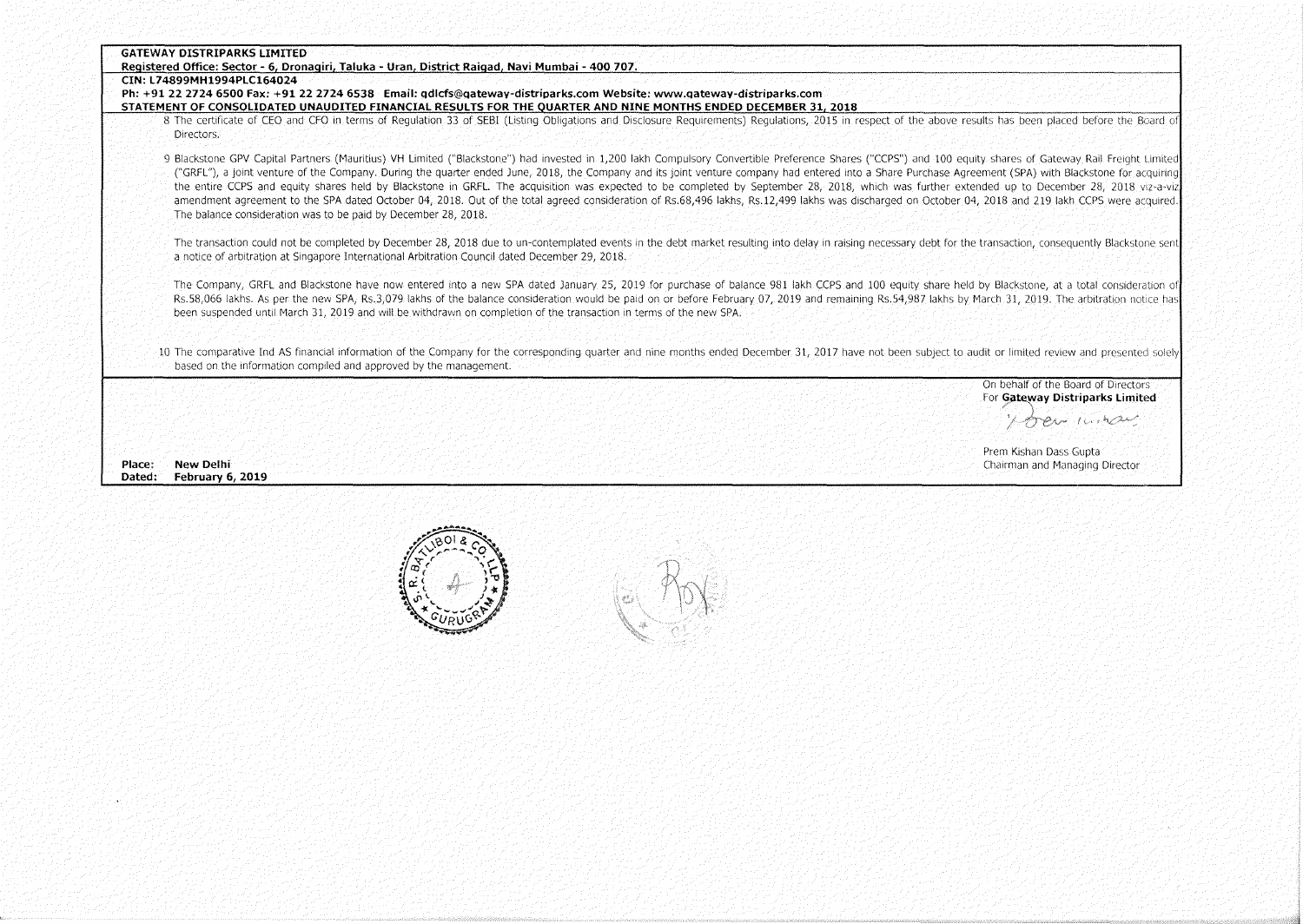**GATEWAY DISTRIPARKS LIMITED**

**Registered Office: Sector - 6, Dronagiri, Taluka - Uran, District Raigad, Navi Mumbai - 400 707.**

**CIN: L74899MH1994PLC164024**

**Ph: +91 22 2724 6500 Fax: +91 22 2724 6538 Email: gdlcfs@gateway-distriparks.com Website: www.gateway-distriparks.com**

**STATEMENT OF CONSOLIDATED UNAUDITED FINANCIAL RESULTS FOR THE QUARTER AND NINE MONTHS ENDED DECEMBER 31, 2018**

8 The certificate of CEO and CFO in terms of Regulation 33 of SEBI (Listing Obligations and Disclosure Requirements) Regulations, 2015 in respect of the above results has been placed before the Board of Directors.

9 Blackstone GPV Capital Partners (Mauritius) VH Limited ("Blackstone") had invested in 1,200 lakh Compulsory Convertible Preference Shares ("CCPS") and 100 equity shares of Gateway Rail Freight Limited ("GRFL"), a joint venture of the Company. During the quarter ended June, 2018, the Company and its joint venture company had entered into a Share Purchase Agreement (SPA) with Blackstone for acquiring the entire CCPS and equity shares held by Blackstone in GRFL. The acquisition was expected to be completed by September 28, 2018, which was further extended up to December 28, 2018 viz-a-viz amendment agreement to the SPA dated October 04, 2018. Out of the total agreed consideration of Rs.68,496 lakhs, Rs.12,499 lakhs was discharged on October 04, 2018 and 219 lakh CCPS were acquired. The balance consideration was to be paid by December 28, 2018.

The transaction could not be completed by December 28, 2018 due to un-contemplated events in the debt market resulting into delay in raising necessary debt for the transaction, consequently Blackstone sent a notice of arbitration at Singapore International Arbitration Council dated December 29, 2018.

The Company, GRFL and Blackstone have now entered into a new SPA dated January 25, 2019 for purchase of balance 981 lakh CCPS and 100 equity share held by Blackstone, at a total consideration of Rs.58,066 lakhs. As per the new SPA, Rs.3,079 lakhs of the balance consideration would be paid on or before February 07, 2019 and remaining Rs.54,987 lakhs by March 31, 2019. The arbitration notice has been suspended until March 31, 2019 and will be withdrawn on completion of the transaction in terms of the new SPA.

10 The comparative Ind AS financial information of the Company for the corresponding quarter and nine months ended December 31, 2017 have not been subject to audit or limited review and presented solely based on the information compiled and approved by the management.

On behalf of the Board of Directors
For **Gateway Distriparks Limited**

Prem Kishan Dass Gupta
Chairman and Managing Director

**Place: New Delhi**
**Dated: February 6, 2019**